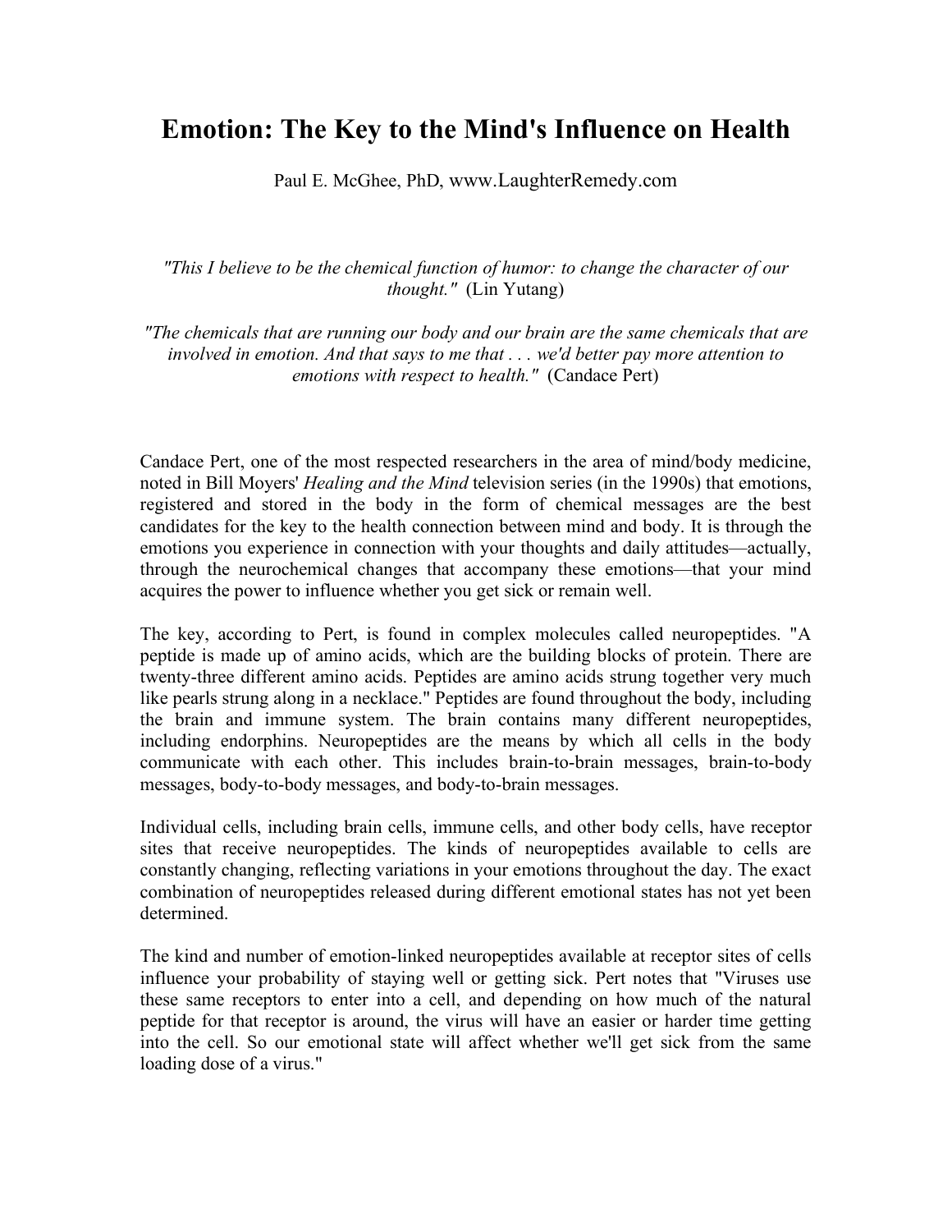# Emotion: The Key to the Mind's Influence on Health

Paul E. McGhee, PhD, www.LaughterRemedy.com

*"This I believe to be the chemical function of humor: to change the character of our thought."* (Lin Yutang)

*"The chemicals that are running our body and our brain are the same chemicals that are involved in emotion. And that says to me that . . . we'd better pay more attention to emotions with respect to health."* (Candace Pert)

Candace Pert, one of the most respected researchers in the area of mind/body medicine, noted in Bill Moyers' *Healing and the Mind* television series (in the 1990s) that emotions, registered and stored in the body in the form of chemical messages are the best candidates for the key to the health connection between mind and body. It is through the emotions you experience in connection with your thoughts and daily attitudes—actually, through the neurochemical changes that accompany these emotions—that your mind acquires the power to influence whether you get sick or remain well.

The key, according to Pert, is found in complex molecules called neuropeptides. "A peptide is made up of amino acids, which are the building blocks of protein. There are twenty-three different amino acids. Peptides are amino acids strung together very much like pearls strung along in a necklace." Peptides are found throughout the body, including the brain and immune system. The brain contains many different neuropeptides, including endorphins. Neuropeptides are the means by which all cells in the body communicate with each other. This includes brain-to-brain messages, brain-to-body messages, body-to-body messages, and body-to-brain messages.

Individual cells, including brain cells, immune cells, and other body cells, have receptor sites that receive neuropeptides. The kinds of neuropeptides available to cells are constantly changing, reflecting variations in your emotions throughout the day. The exact combination of neuropeptides released during different emotional states has not yet been determined.

The kind and number of emotion-linked neuropeptides available at receptor sites of cells influence your probability of staying well or getting sick. Pert notes that "Viruses use these same receptors to enter into a cell, and depending on how much of the natural peptide for that receptor is around, the virus will have an easier or harder time getting into the cell. So our emotional state will affect whether we'll get sick from the same loading dose of a virus."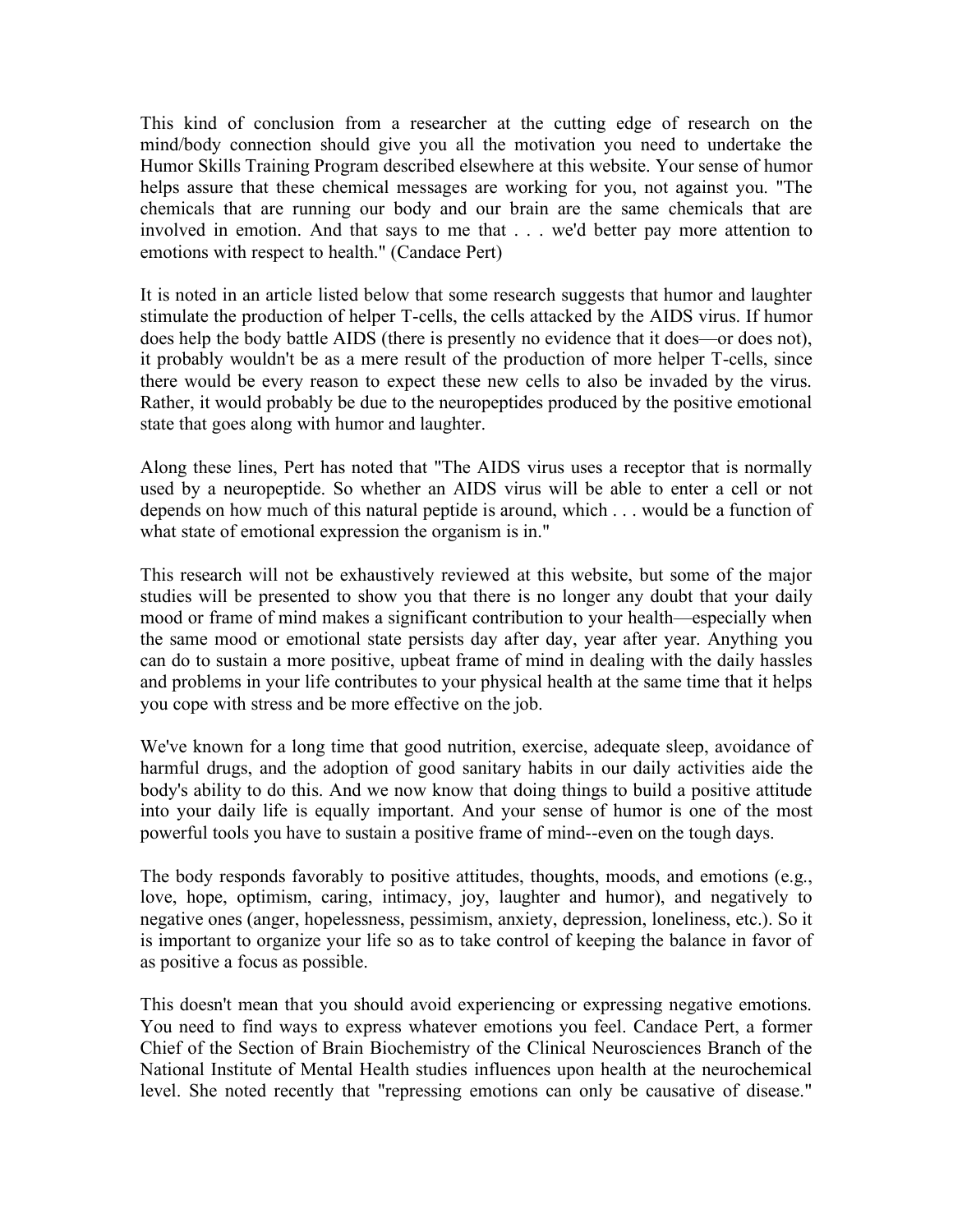This kind of conclusion from a researcher at the cutting edge of research on the mind/body connection should give you all the motivation you need to undertake the Humor Skills Training Program described elsewhere at this website. Your sense of humor helps assure that these chemical messages are working for you, not against you. "The chemicals that are running our body and our brain are the same chemicals that are involved in emotion. And that says to me that . . . we'd better pay more attention to emotions with respect to health." (Candace Pert)

It is noted in an article listed below that some research suggests that humor and laughter stimulate the production of helper T-cells, the cells attacked by the AIDS virus. If humor does help the body battle AIDS (there is presently no evidence that it does—or does not), it probably wouldn't be as a mere result of the production of more helper T-cells, since there would be every reason to expect these new cells to also be invaded by the virus. Rather, it would probably be due to the neuropeptides produced by the positive emotional state that goes along with humor and laughter.

Along these lines, Pert has noted that "The AIDS virus uses a receptor that is normally used by a neuropeptide. So whether an AIDS virus will be able to enter a cell or not depends on how much of this natural peptide is around, which . . . would be a function of what state of emotional expression the organism is in."

This research will not be exhaustively reviewed at this website, but some of the major studies will be presented to show you that there is no longer any doubt that your daily mood or frame of mind makes a significant contribution to your health—especially when the same mood or emotional state persists day after day, year after year. Anything you can do to sustain a more positive, upbeat frame of mind in dealing with the daily hassles and problems in your life contributes to your physical health at the same time that it helps you cope with stress and be more effective on the job.

We've known for a long time that good nutrition, exercise, adequate sleep, avoidance of harmful drugs, and the adoption of good sanitary habits in our daily activities aide the body's ability to do this. And we now know that doing things to build a positive attitude into your daily life is equally important. And your sense of humor is one of the most powerful tools you have to sustain a positive frame of mind--even on the tough days.

The body responds favorably to positive attitudes, thoughts, moods, and emotions (e.g., love, hope, optimism, caring, intimacy, joy, laughter and humor), and negatively to negative ones (anger, hopelessness, pessimism, anxiety, depression, loneliness, etc.). So it is important to organize your life so as to take control of keeping the balance in favor of as positive a focus as possible.

This doesn't mean that you should avoid experiencing or expressing negative emotions. You need to find ways to express whatever emotions you feel. Candace Pert, a former Chief of the Section of Brain Biochemistry of the Clinical Neurosciences Branch of the National Institute of Mental Health studies influences upon health at the neurochemical level. She noted recently that "repressing emotions can only be causative of disease."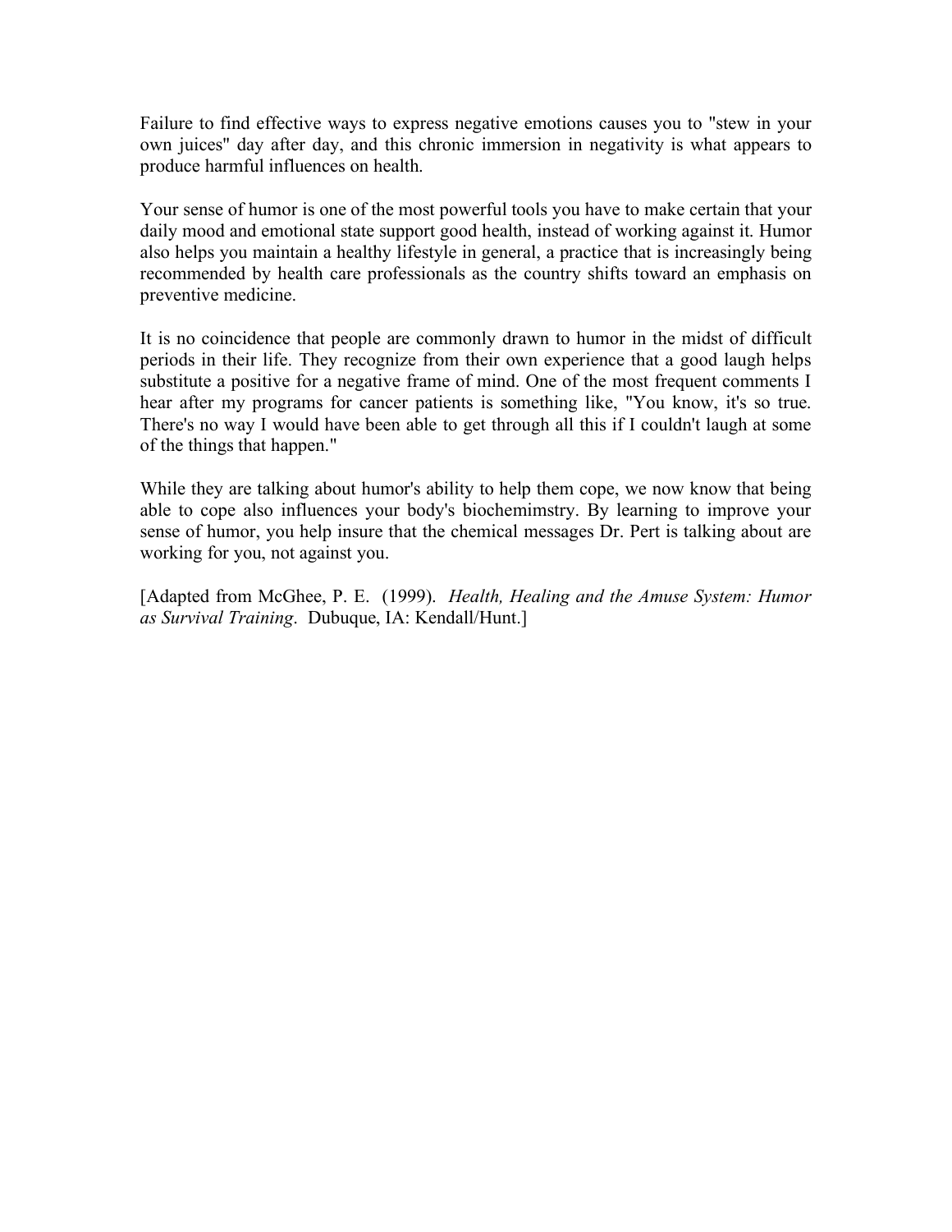Failure to find effective ways to express negative emotions causes you to "stew in your own juices" day after day, and this chronic immersion in negativity is what appears to produce harmful influences on health.

Your sense of humor is one of the most powerful tools you have to make certain that your daily mood and emotional state support good health, instead of working against it. Humor also helps you maintain a healthy lifestyle in general, a practice that is increasingly being recommended by health care professionals as the country shifts toward an emphasis on preventive medicine.

It is no coincidence that people are commonly drawn to humor in the midst of difficult periods in their life. They recognize from their own experience that a good laugh helps substitute a positive for a negative frame of mind. One of the most frequent comments I hear after my programs for cancer patients is something like, "You know, it's so true. There's no way I would have been able to get through all this if I couldn't laugh at some of the things that happen."

While they are talking about humor's ability to help them cope, we now know that being able to cope also influences your body's biochemimstry. By learning to improve your sense of humor, you help insure that the chemical messages Dr. Pert is talking about are working for you, not against you.

[Adapted from McGhee, P. E. (1999). *Health, Healing and the Amuse System: Humor as Survival Training*. Dubuque, IA: Kendall/Hunt.]